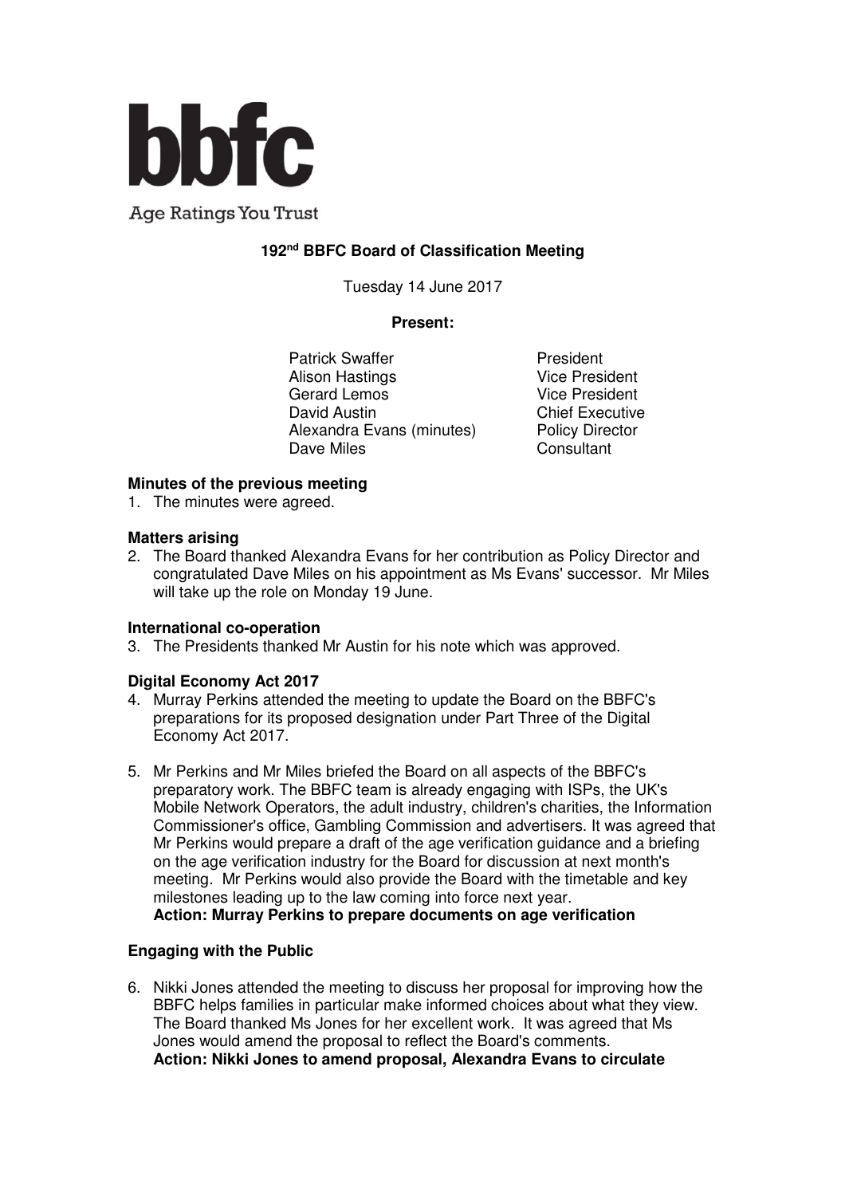bbfc

Age Ratings You Trust

# 192nd BBFC Board of Classification Meeting

Tuesday 14 June 2017

**Present:**

| | |
|---|---|
| Patrick Swaffer | President |
| Alison Hastings | Vice President |
| Gerard Lemos | Vice President |
| David Austin | Chief Executive |
| Alexandra Evans (minutes) | Policy Director |
| Dave Miles | Consultant |

**Minutes of the previous meeting**

1. The minutes were agreed.

**Matters arising**

2. The Board thanked Alexandra Evans for her contribution as Policy Director and congratulated Dave Miles on his appointment as Ms Evans' successor. Mr Miles will take up the role on Monday 19 June.

**International co-operation**

3. The Presidents thanked Mr Austin for his note which was approved.

**Digital Economy Act 2017**

4. Murray Perkins attended the meeting to update the Board on the BBFC's preparations for its proposed designation under Part Three of the Digital Economy Act 2017.

5. Mr Perkins and Mr Miles briefed the Board on all aspects of the BBFC's preparatory work. The BBFC team is already engaging with ISPs, the UK's Mobile Network Operators, the adult industry, children's charities, the Information Commissioner's office, Gambling Commission and advertisers. It was agreed that Mr Perkins would prepare a draft of the age verification guidance and a briefing on the age verification industry for the Board for discussion at next month's meeting. Mr Perkins would also provide the Board with the timetable and key milestones leading up to the law coming into force next year.
   **Action: Murray Perkins to prepare documents on age verification**

**Engaging with the Public**

6. Nikki Jones attended the meeting to discuss her proposal for improving how the BBFC helps families in particular make informed choices about what they view. The Board thanked Ms Jones for her excellent work. It was agreed that Ms Jones would amend the proposal to reflect the Board's comments.
   **Action: Nikki Jones to amend proposal, Alexandra Evans to circulate**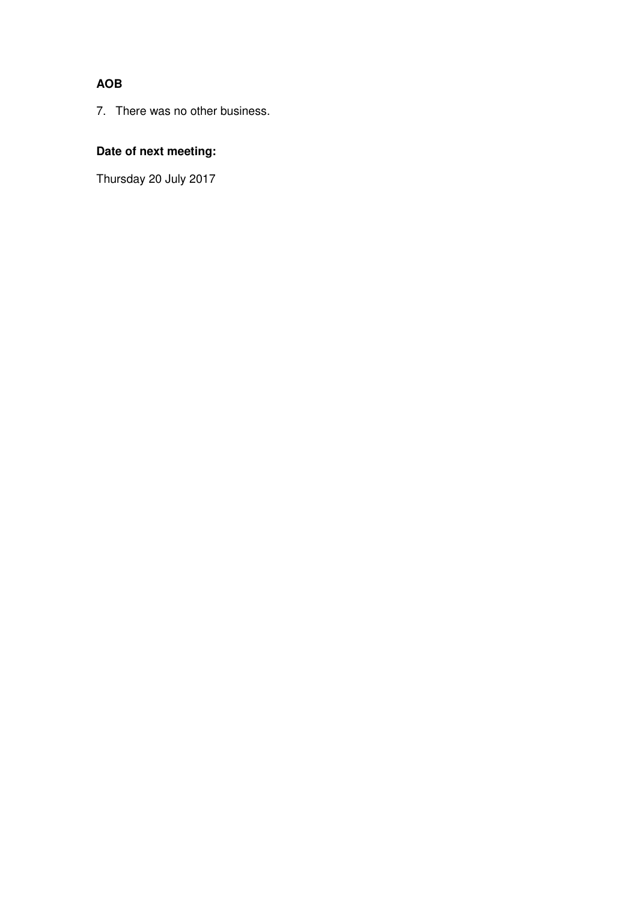**AOB**

7. There was no other business.

**Date of next meeting:**

Thursday 20 July 2017